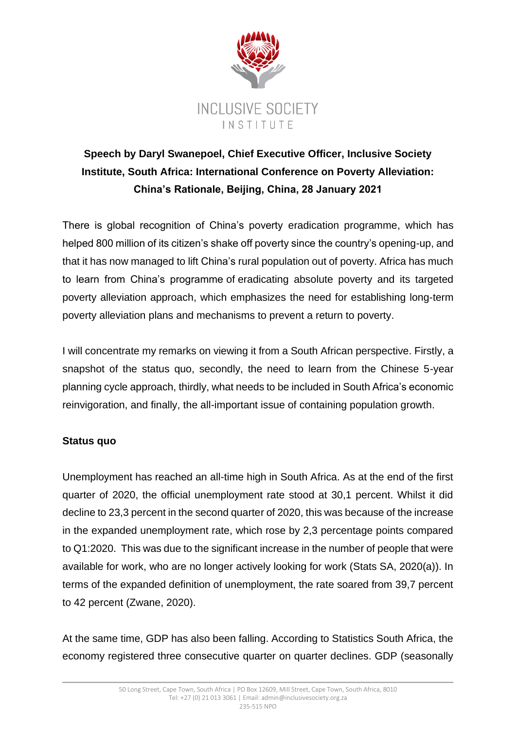INCLUSIVE SOCIETY INSTITUTE

**Speech by Daryl Swanepoel, Chief Executive Officer, Inclusive Society Institute, South Africa: International Conference on Poverty Alleviation: China's Rationale, Beijing, China, 28 January 2021**

There is global recognition of China's poverty eradication programme, which has helped 800 million of its citizen's shake off poverty since the country's opening-up, and that it has now managed to lift China's rural population out of poverty. Africa has much to learn from China's programme of eradicating absolute poverty and its targeted poverty alleviation approach, which emphasizes the need for establishing long-term poverty alleviation plans and mechanisms to prevent a return to poverty.

I will concentrate my remarks on viewing it from a South African perspective. Firstly, a snapshot of the status quo, secondly, the need to learn from the Chinese 5-year planning cycle approach, thirdly, what needs to be included in South Africa's economic reinvigoration, and finally, the all-important issue of containing population growth.

**Status quo**

Unemployment has reached an all-time high in South Africa. As at the end of the first quarter of 2020, the official unemployment rate stood at 30,1 percent. Whilst it did decline to 23,3 percent in the second quarter of 2020, this was because of the increase in the expanded unemployment rate, which rose by 2,3 percentage points compared to Q1:2020. This was due to the significant increase in the number of people that were available for work, who are no longer actively looking for work (Stats SA, 2020(a)). In terms of the expanded definition of unemployment, the rate soared from 39,7 percent to 42 percent (Zwane, 2020).

At the same time, GDP has also been falling. According to Statistics South Africa, the economy registered three consecutive quarter on quarter declines. GDP (seasonally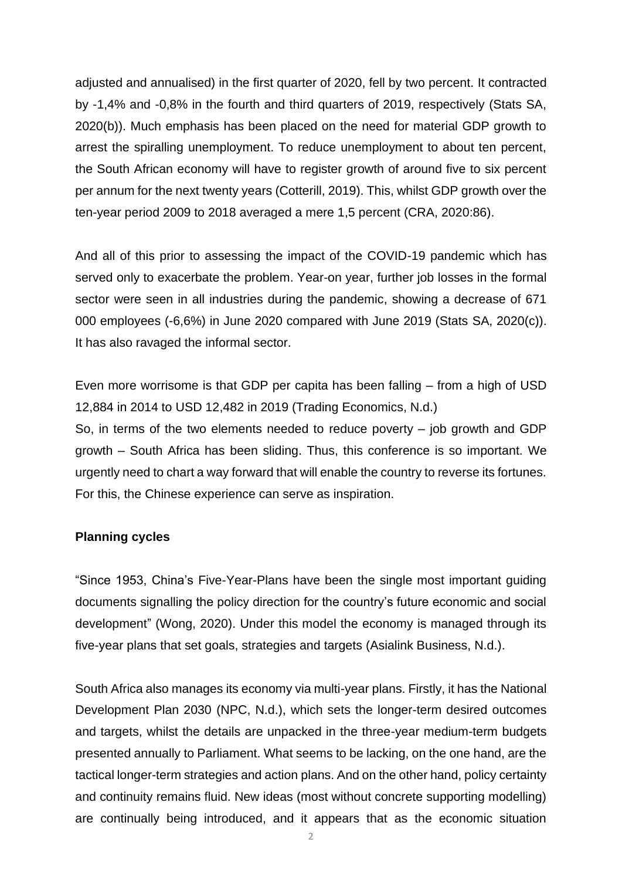adjusted and annualised) in the first quarter of 2020, fell by two percent. It contracted by -1,4% and -0,8% in the fourth and third quarters of 2019, respectively (Stats SA, 2020(b)). Much emphasis has been placed on the need for material GDP growth to arrest the spiralling unemployment. To reduce unemployment to about ten percent, the South African economy will have to register growth of around five to six percent per annum for the next twenty years (Cotterill, 2019). This, whilst GDP growth over the ten-year period 2009 to 2018 averaged a mere 1,5 percent (CRA, 2020:86).

And all of this prior to assessing the impact of the COVID-19 pandemic which has served only to exacerbate the problem. Year-on year, further job losses in the formal sector were seen in all industries during the pandemic, showing a decrease of 671 000 employees (-6,6%) in June 2020 compared with June 2019 (Stats SA, 2020(c)). It has also ravaged the informal sector.

Even more worrisome is that GDP per capita has been falling – from a high of USD 12,884 in 2014 to USD 12,482 in 2019 (Trading Economics, N.d.)
So, in terms of the two elements needed to reduce poverty – job growth and GDP growth – South Africa has been sliding. Thus, this conference is so important. We urgently need to chart a way forward that will enable the country to reverse its fortunes. For this, the Chinese experience can serve as inspiration.

**Planning cycles**

"Since 1953, China's Five-Year-Plans have been the single most important guiding documents signalling the policy direction for the country's future economic and social development" (Wong, 2020). Under this model the economy is managed through its five-year plans that set goals, strategies and targets (Asialink Business, N.d.).

South Africa also manages its economy via multi-year plans. Firstly, it has the National Development Plan 2030 (NPC, N.d.), which sets the longer-term desired outcomes and targets, whilst the details are unpacked in the three-year medium-term budgets presented annually to Parliament. What seems to be lacking, on the one hand, are the tactical longer-term strategies and action plans. And on the other hand, policy certainty and continuity remains fluid. New ideas (most without concrete supporting modelling) are continually being introduced, and it appears that as the economic situation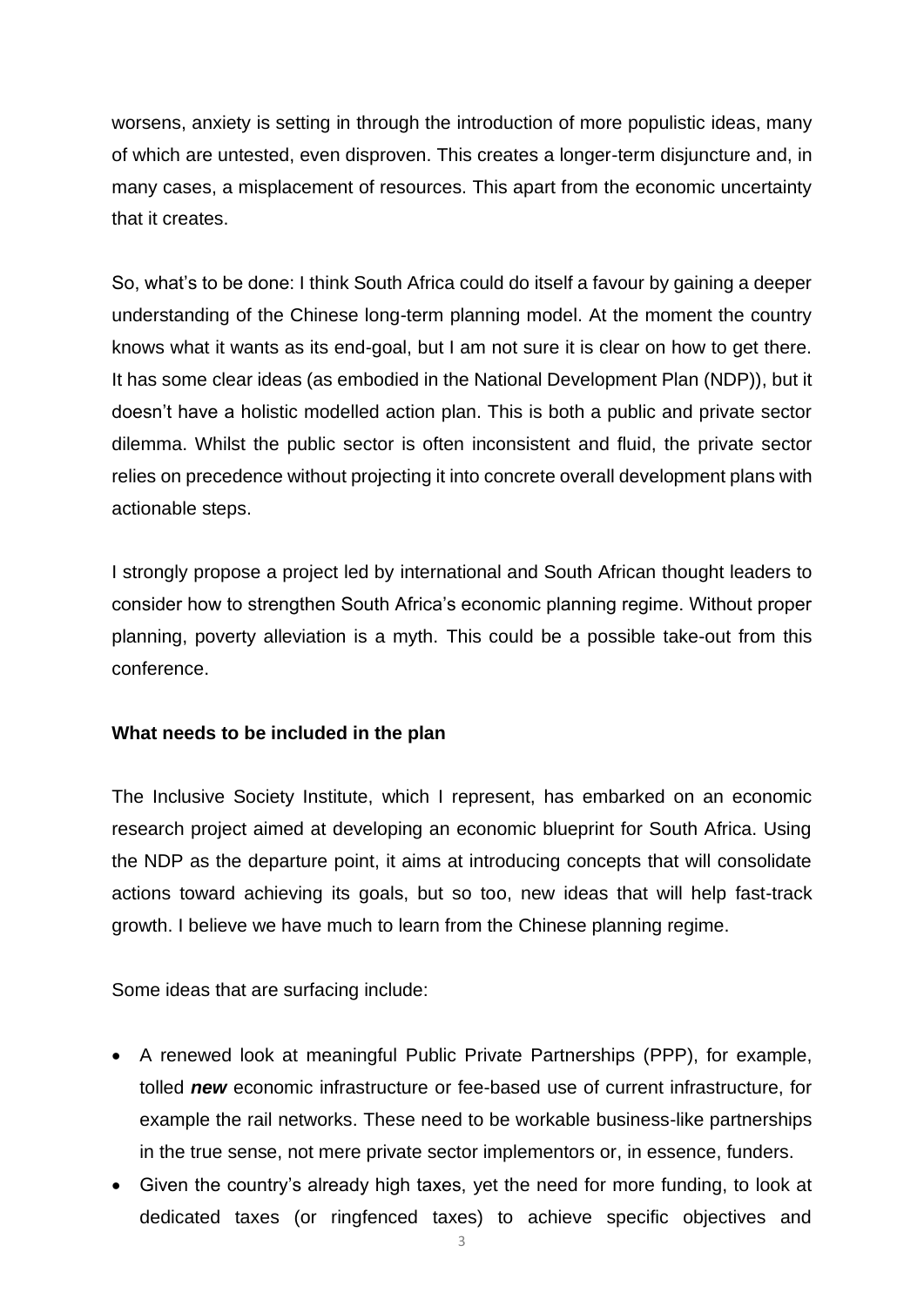worsens, anxiety is setting in through the introduction of more populistic ideas, many of which are untested, even disproven. This creates a longer-term disjuncture and, in many cases, a misplacement of resources. This apart from the economic uncertainty that it creates.

So, what's to be done: I think South Africa could do itself a favour by gaining a deeper understanding of the Chinese long-term planning model. At the moment the country knows what it wants as its end-goal, but I am not sure it is clear on how to get there. It has some clear ideas (as embodied in the National Development Plan (NDP)), but it doesn't have a holistic modelled action plan. This is both a public and private sector dilemma. Whilst the public sector is often inconsistent and fluid, the private sector relies on precedence without projecting it into concrete overall development plans with actionable steps.

I strongly propose a project led by international and South African thought leaders to consider how to strengthen South Africa's economic planning regime. Without proper planning, poverty alleviation is a myth. This could be a possible take-out from this conference.

**What needs to be included in the plan**

The Inclusive Society Institute, which I represent, has embarked on an economic research project aimed at developing an economic blueprint for South Africa. Using the NDP as the departure point, it aims at introducing concepts that will consolidate actions toward achieving its goals, but so too, new ideas that will help fast-track growth. I believe we have much to learn from the Chinese planning regime.

Some ideas that are surfacing include:

- A renewed look at meaningful Public Private Partnerships (PPP), for example, tolled ***new*** economic infrastructure or fee-based use of current infrastructure, for example the rail networks. These need to be workable business-like partnerships in the true sense, not mere private sector implementors or, in essence, funders.
- Given the country's already high taxes, yet the need for more funding, to look at dedicated taxes (or ringfenced taxes) to achieve specific objectives and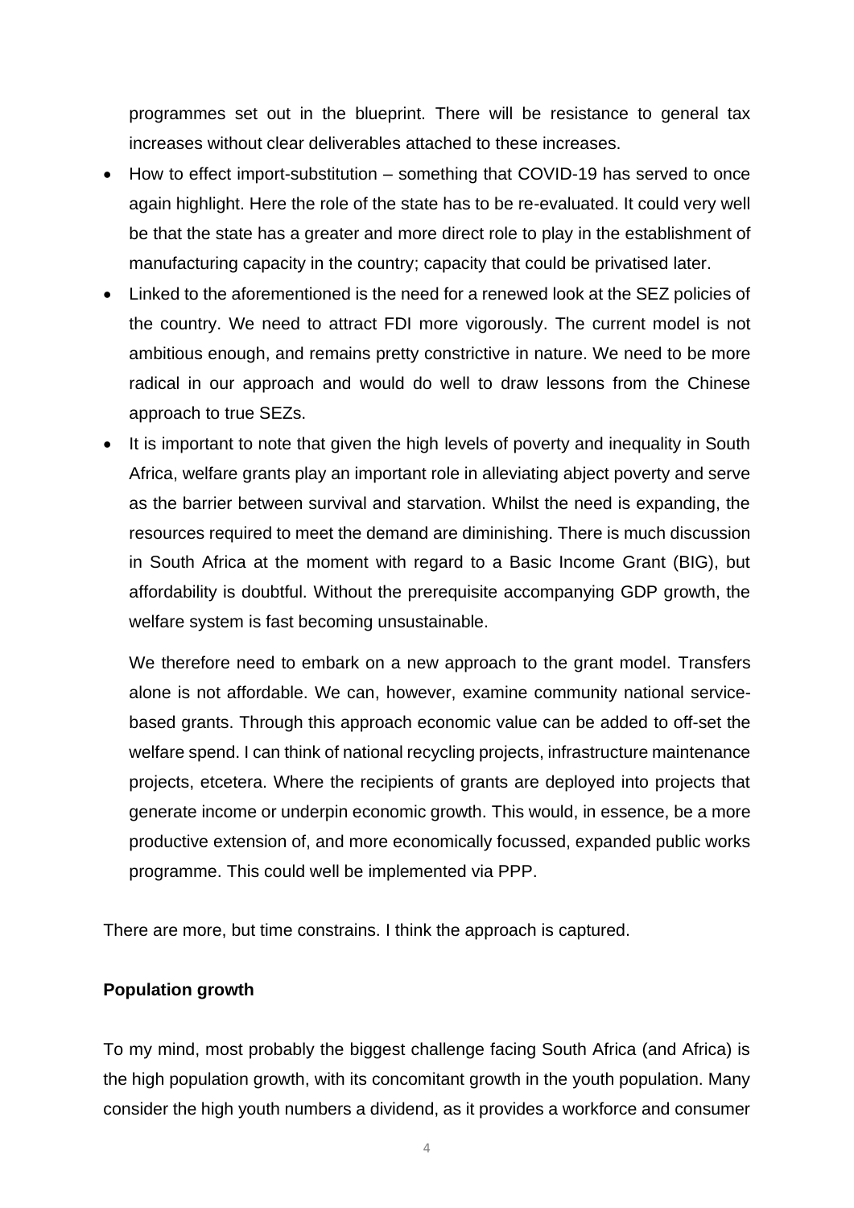programmes set out in the blueprint. There will be resistance to general tax increases without clear deliverables attached to these increases.

- How to effect import-substitution – something that COVID-19 has served to once again highlight. Here the role of the state has to be re-evaluated. It could very well be that the state has a greater and more direct role to play in the establishment of manufacturing capacity in the country; capacity that could be privatised later.
- Linked to the aforementioned is the need for a renewed look at the SEZ policies of the country. We need to attract FDI more vigorously. The current model is not ambitious enough, and remains pretty constrictive in nature. We need to be more radical in our approach and would do well to draw lessons from the Chinese approach to true SEZs.
- It is important to note that given the high levels of poverty and inequality in South Africa, welfare grants play an important role in alleviating abject poverty and serve as the barrier between survival and starvation. Whilst the need is expanding, the resources required to meet the demand are diminishing. There is much discussion in South Africa at the moment with regard to a Basic Income Grant (BIG), but affordability is doubtful. Without the prerequisite accompanying GDP growth, the welfare system is fast becoming unsustainable.

  We therefore need to embark on a new approach to the grant model. Transfers alone is not affordable. We can, however, examine community national service-based grants. Through this approach economic value can be added to off-set the welfare spend. I can think of national recycling projects, infrastructure maintenance projects, etcetera. Where the recipients of grants are deployed into projects that generate income or underpin economic growth. This would, in essence, be a more productive extension of, and more economically focussed, expanded public works programme. This could well be implemented via PPP.

There are more, but time constrains. I think the approach is captured.

**Population growth**

To my mind, most probably the biggest challenge facing South Africa (and Africa) is the high population growth, with its concomitant growth in the youth population. Many consider the high youth numbers a dividend, as it provides a workforce and consumer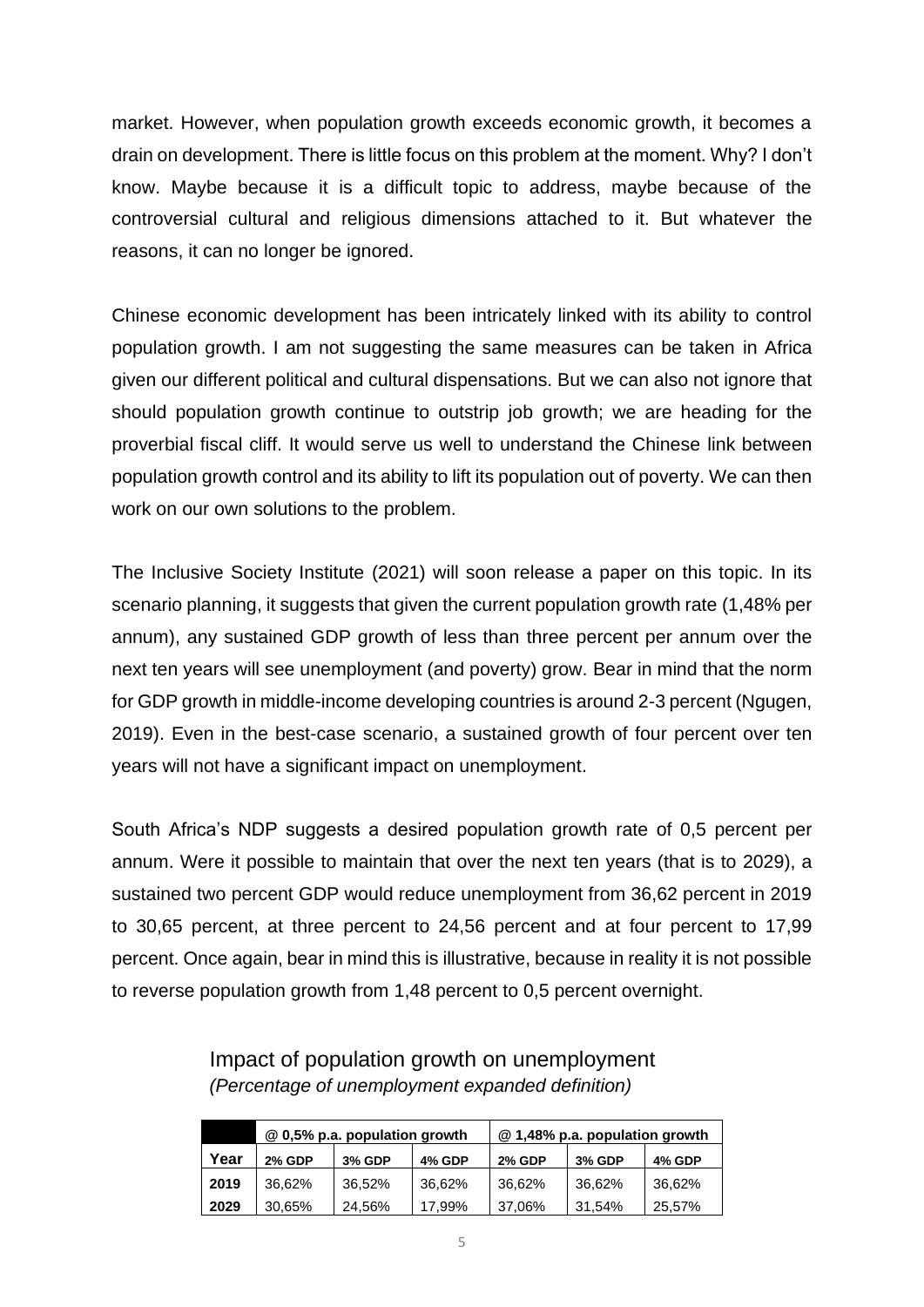market. However, when population growth exceeds economic growth, it becomes a drain on development. There is little focus on this problem at the moment. Why? I don't know. Maybe because it is a difficult topic to address, maybe because of the controversial cultural and religious dimensions attached to it. But whatever the reasons, it can no longer be ignored.

Chinese economic development has been intricately linked with its ability to control population growth. I am not suggesting the same measures can be taken in Africa given our different political and cultural dispensations. But we can also not ignore that should population growth continue to outstrip job growth; we are heading for the proverbial fiscal cliff. It would serve us well to understand the Chinese link between population growth control and its ability to lift its population out of poverty. We can then work on our own solutions to the problem.

The Inclusive Society Institute (2021) will soon release a paper on this topic. In its scenario planning, it suggests that given the current population growth rate (1,48% per annum), any sustained GDP growth of less than three percent per annum over the next ten years will see unemployment (and poverty) grow. Bear in mind that the norm for GDP growth in middle-income developing countries is around 2-3 percent (Ngugen, 2019). Even in the best-case scenario, a sustained growth of four percent over ten years will not have a significant impact on unemployment.

South Africa's NDP suggests a desired population growth rate of 0,5 percent per annum. Were it possible to maintain that over the next ten years (that is to 2029), a sustained two percent GDP would reduce unemployment from 36,62 percent in 2019 to 30,65 percent, at three percent to 24,56 percent and at four percent to 17,99 percent. Once again, bear in mind this is illustrative, because in reality it is not possible to reverse population growth from 1,48 percent to 0,5 percent overnight.

Impact of population growth on unemployment
*(Percentage of unemployment expanded definition)*

| | **@ 0,5% p.a. population growth** | | | **@ 1,48% p.a. population growth** | | |
|---|---|---|---|---|---|---|
| **Year** | **2% GDP** | **3% GDP** | **4% GDP** | **2% GDP** | **3% GDP** | **4% GDP** |
| **2019** | 36,62% | 36,52% | 36,62% | 36,62% | 36,62% | 36,62% |
| **2029** | 30,65% | 24,56% | 17,99% | 37,06% | 31,54% | 25,57% |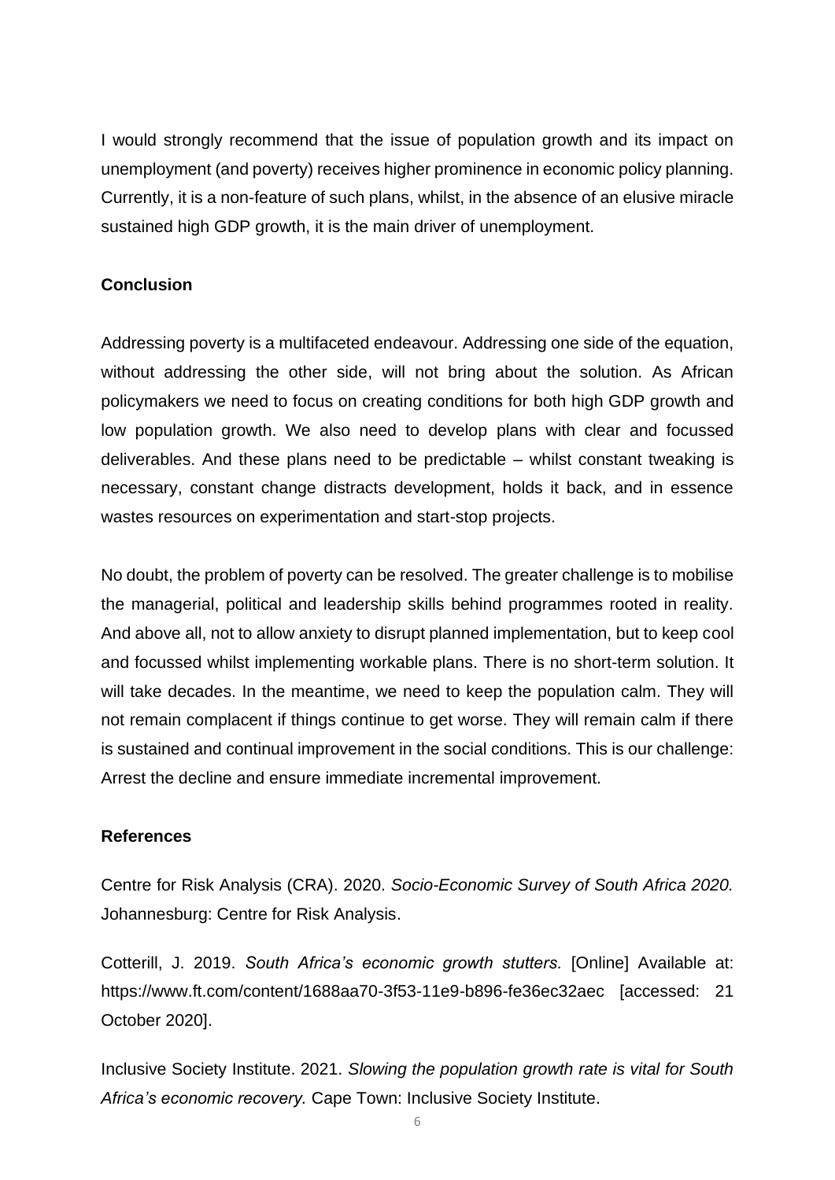I would strongly recommend that the issue of population growth and its impact on unemployment (and poverty) receives higher prominence in economic policy planning. Currently, it is a non-feature of such plans, whilst, in the absence of an elusive miracle sustained high GDP growth, it is the main driver of unemployment.

**Conclusion**

Addressing poverty is a multifaceted endeavour. Addressing one side of the equation, without addressing the other side, will not bring about the solution. As African policymakers we need to focus on creating conditions for both high GDP growth and low population growth. We also need to develop plans with clear and focussed deliverables. And these plans need to be predictable – whilst constant tweaking is necessary, constant change distracts development, holds it back, and in essence wastes resources on experimentation and start-stop projects.

No doubt, the problem of poverty can be resolved. The greater challenge is to mobilise the managerial, political and leadership skills behind programmes rooted in reality. And above all, not to allow anxiety to disrupt planned implementation, but to keep cool and focussed whilst implementing workable plans. There is no short-term solution. It will take decades. In the meantime, we need to keep the population calm. They will not remain complacent if things continue to get worse. They will remain calm if there is sustained and continual improvement in the social conditions. This is our challenge: Arrest the decline and ensure immediate incremental improvement.

**References**

Centre for Risk Analysis (CRA). 2020. *Socio-Economic Survey of South Africa 2020.* Johannesburg: Centre for Risk Analysis.

Cotterill, J. 2019. *South Africa's economic growth stutters.* [Online] Available at: https://www.ft.com/content/1688aa70-3f53-11e9-b896-fe36ec32aec [accessed: 21 October 2020].

Inclusive Society Institute. 2021. *Slowing the population growth rate is vital for South Africa's economic recovery.* Cape Town: Inclusive Society Institute.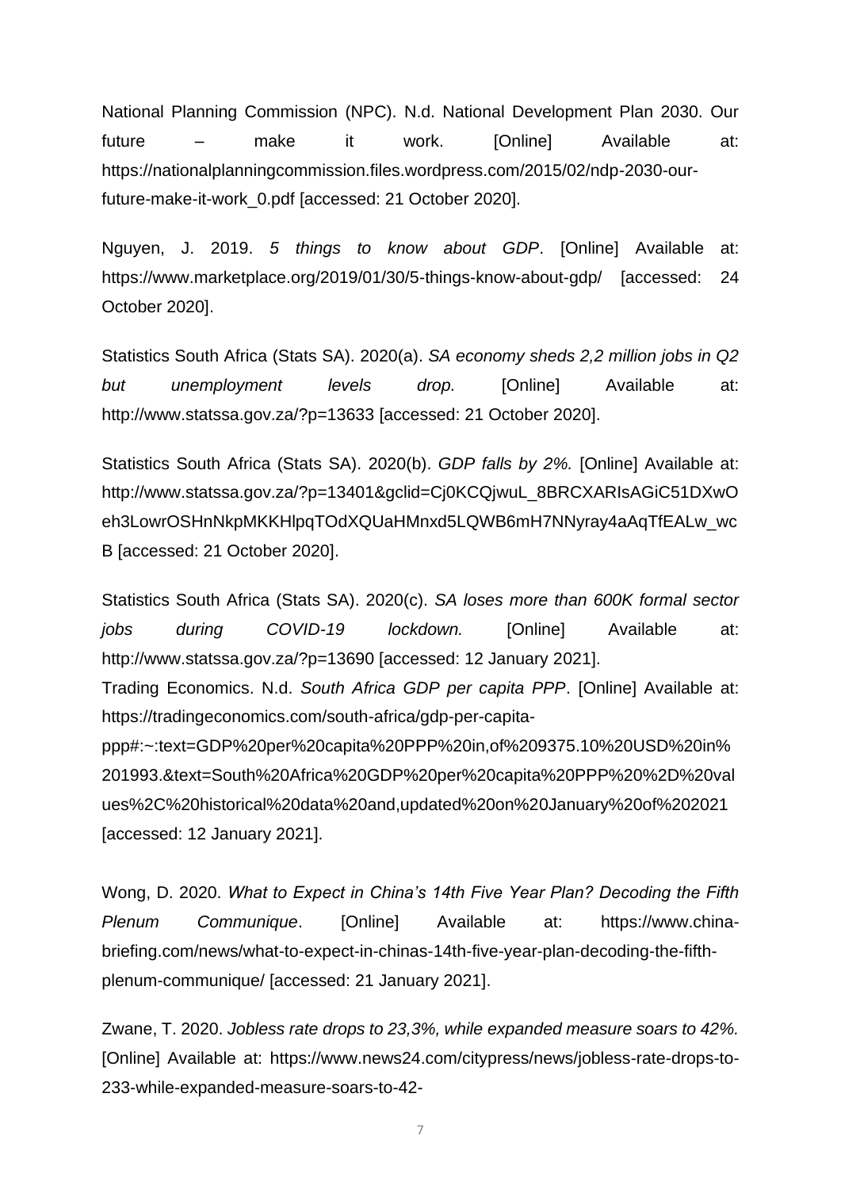National Planning Commission (NPC). N.d. National Development Plan 2030. Our future – make it work. [Online] Available at: https://nationalplanningcommission.files.wordpress.com/2015/02/ndp-2030-our-future-make-it-work_0.pdf [accessed: 21 October 2020].

Nguyen, J. 2019. *5 things to know about GDP*. [Online] Available at: https://www.marketplace.org/2019/01/30/5-things-know-about-gdp/ [accessed: 24 October 2020].

Statistics South Africa (Stats SA). 2020(a). *SA economy sheds 2,2 million jobs in Q2 but unemployment levels drop.* [Online] Available at: http://www.statssa.gov.za/?p=13633 [accessed: 21 October 2020].

Statistics South Africa (Stats SA). 2020(b). *GDP falls by 2%.* [Online] Available at: http://www.statssa.gov.za/?p=13401&gclid=Cj0KCQjwuL_8BRCXARIsAGiC51DXwOeh3LowrOSHnNkpMKKHlpqTOdXQUaHMnxd5LQWB6mH7NNyray4aAqTfEALw_wcB [accessed: 21 October 2020].

Statistics South Africa (Stats SA). 2020(c). *SA loses more than 600K formal sector jobs during COVID-19 lockdown.* [Online] Available at: http://www.statssa.gov.za/?p=13690 [accessed: 12 January 2021].

Trading Economics. N.d. *South Africa GDP per capita PPP*. [Online] Available at: https://tradingeconomics.com/south-africa/gdp-per-capita-ppp#:~:text=GDP%20per%20capita%20PPP%20in,of%209375.10%20USD%20in%201993.&text=South%20Africa%20GDP%20per%20capita%20PPP%20%2D%20values%2C%20historical%20data%20and,updated%20on%20January%20of%202021 [accessed: 12 January 2021].

Wong, D. 2020. *What to Expect in China's 14th Five Year Plan? Decoding the Fifth Plenum Communique*. [Online] Available at: https://www.china-briefing.com/news/what-to-expect-in-chinas-14th-five-year-plan-decoding-the-fifth-plenum-communique/ [accessed: 21 January 2021].

Zwane, T. 2020. *Jobless rate drops to 23,3%, while expanded measure soars to 42%.* [Online] Available at: https://www.news24.com/citypress/news/jobless-rate-drops-to-233-while-expanded-measure-soars-to-42-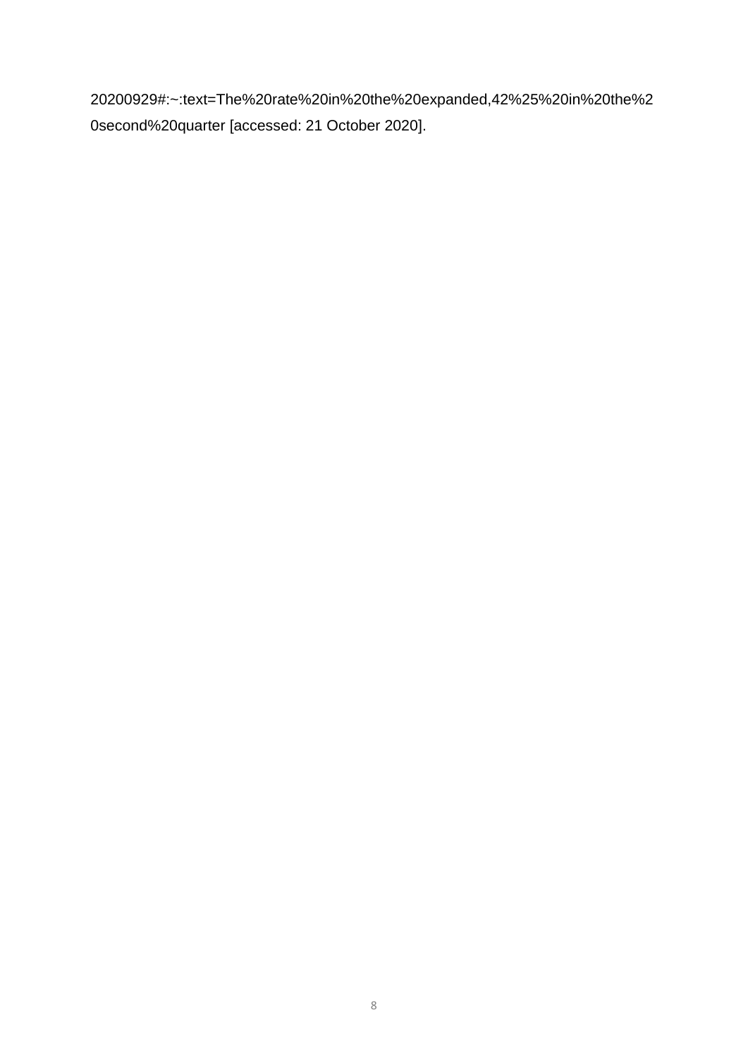20200929#:~:text=The%20rate%20in%20the%20expanded,42%25%20in%20the%20second%20quarter [accessed: 21 October 2020].